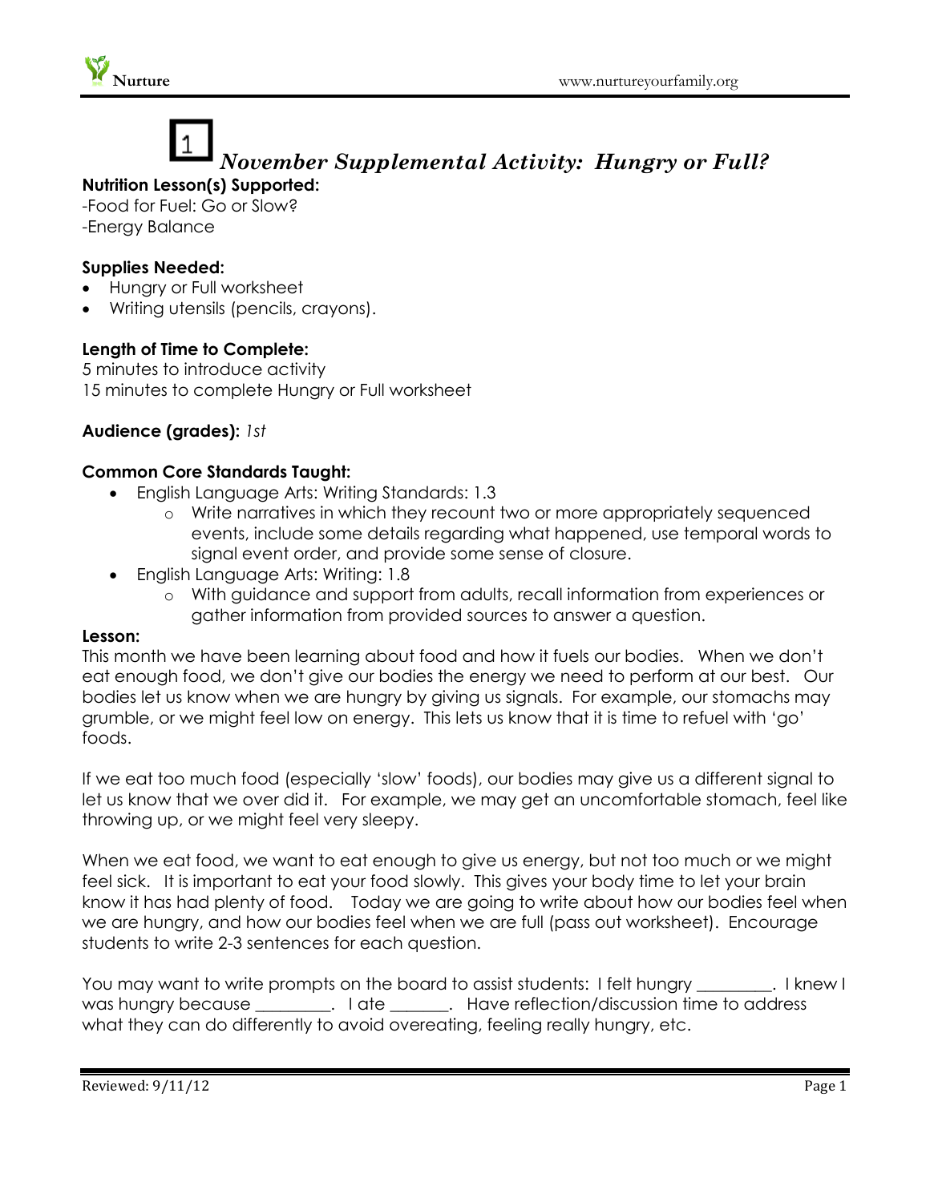# 1 *November Supplemental Activity: Hungry or Full?*

**Nutrition Lesson(s) Supported:**

-Food for Fuel: Go or Slow?
-Energy Balance

**Supplies Needed:**

- Hungry or Full worksheet
- Writing utensils (pencils, crayons).

**Length of Time to Complete:**

5 minutes to introduce activity
15 minutes to complete Hungry or Full worksheet

**Audience (grades):** *1st*

**Common Core Standards Taught:**

- English Language Arts: Writing Standards: 1.3
  - Write narratives in which they recount two or more appropriately sequenced events, include some details regarding what happened, use temporal words to signal event order, and provide some sense of closure.
- English Language Arts: Writing: 1.8
  - With guidance and support from adults, recall information from experiences or gather information from provided sources to answer a question.

**Lesson:**

This month we have been learning about food and how it fuels our bodies. When we don't eat enough food, we don't give our bodies the energy we need to perform at our best. Our bodies let us know when we are hungry by giving us signals. For example, our stomachs may grumble, or we might feel low on energy. This lets us know that it is time to refuel with 'go' foods.

If we eat too much food (especially 'slow' foods), our bodies may give us a different signal to let us know that we over did it. For example, we may get an uncomfortable stomach, feel like throwing up, or we might feel very sleepy.

When we eat food, we want to eat enough to give us energy, but not too much or we might feel sick. It is important to eat your food slowly. This gives your body time to let your brain know it has had plenty of food. Today we are going to write about how our bodies feel when we are hungry, and how our bodies feel when we are full (pass out worksheet). Encourage students to write 2-3 sentences for each question.

You may want to write prompts on the board to assist students: I felt hungry _________. I knew I was hungry because _________. I ate _______. Have reflection/discussion time to address what they can do differently to avoid overeating, feeling really hungry, etc.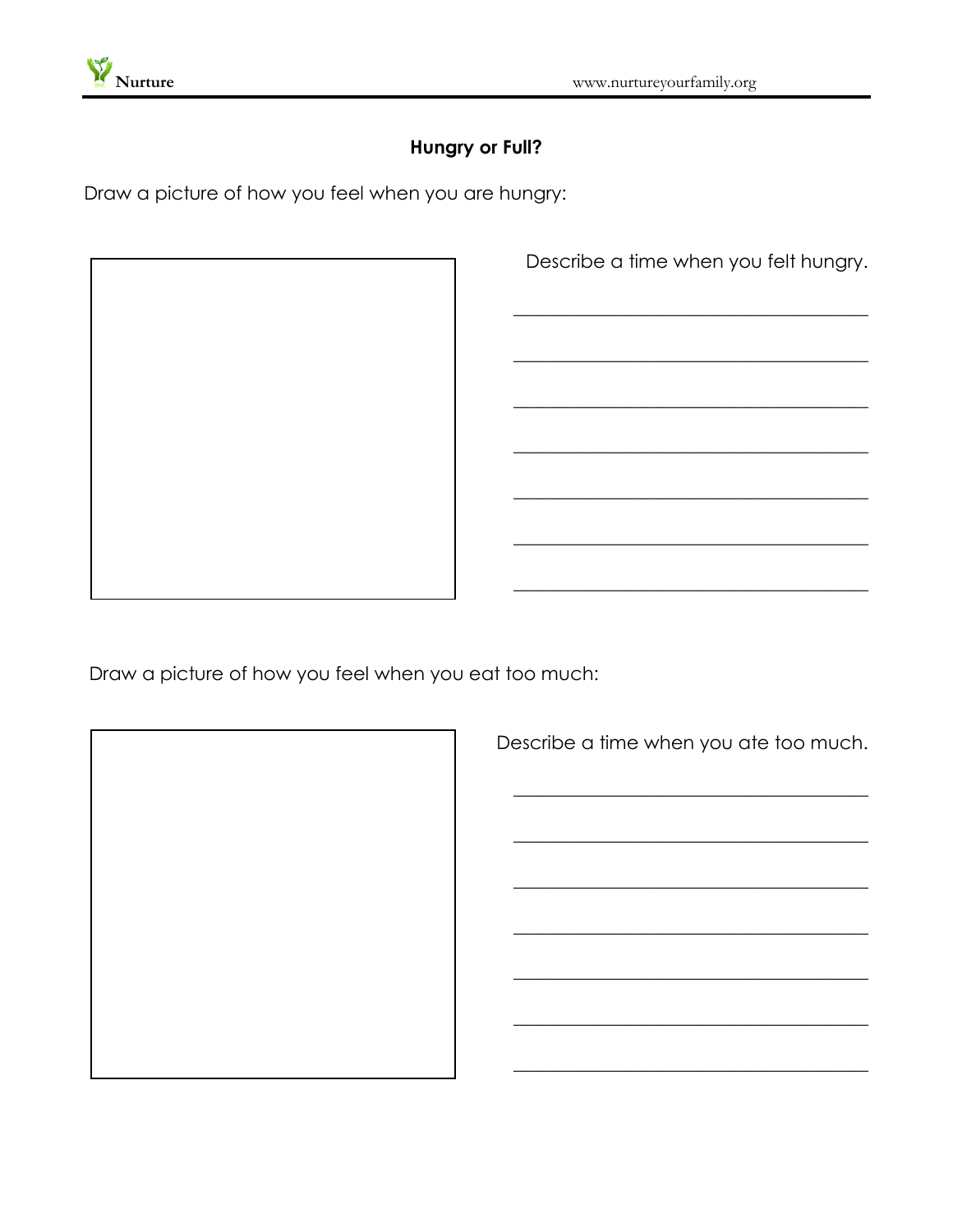## Hungry or Full?

Draw a picture of how you feel when you are hungry:

Describe a time when you felt hungry.

_______________________________________

_______________________________________

_______________________________________

_______________________________________

_______________________________________

_______________________________________

_______________________________________

Draw a picture of how you feel when you eat too much:

Describe a time when you ate too much.

_______________________________________

_______________________________________

_______________________________________

_______________________________________

_______________________________________

_______________________________________

_______________________________________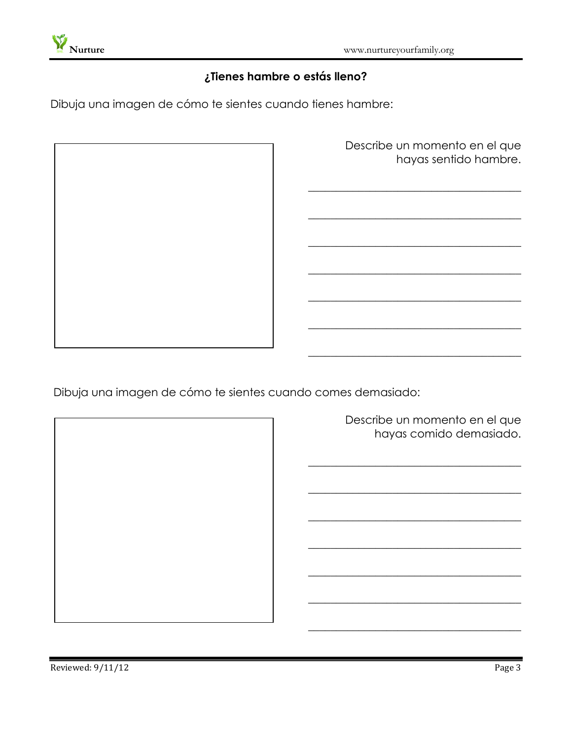## ¿Tienes hambre o estás lleno?

Dibuja una imagen de cómo te sientes cuando tienes hambre:

Describe un momento en el que hayas sentido hambre.

_________________________________________

_________________________________________

_________________________________________

_________________________________________

_________________________________________

_________________________________________

_________________________________________

Dibuja una imagen de cómo te sientes cuando comes demasiado:

Describe un momento en el que hayas comido demasiado.

_________________________________________

_________________________________________

_________________________________________

_________________________________________

_________________________________________

_________________________________________

_________________________________________